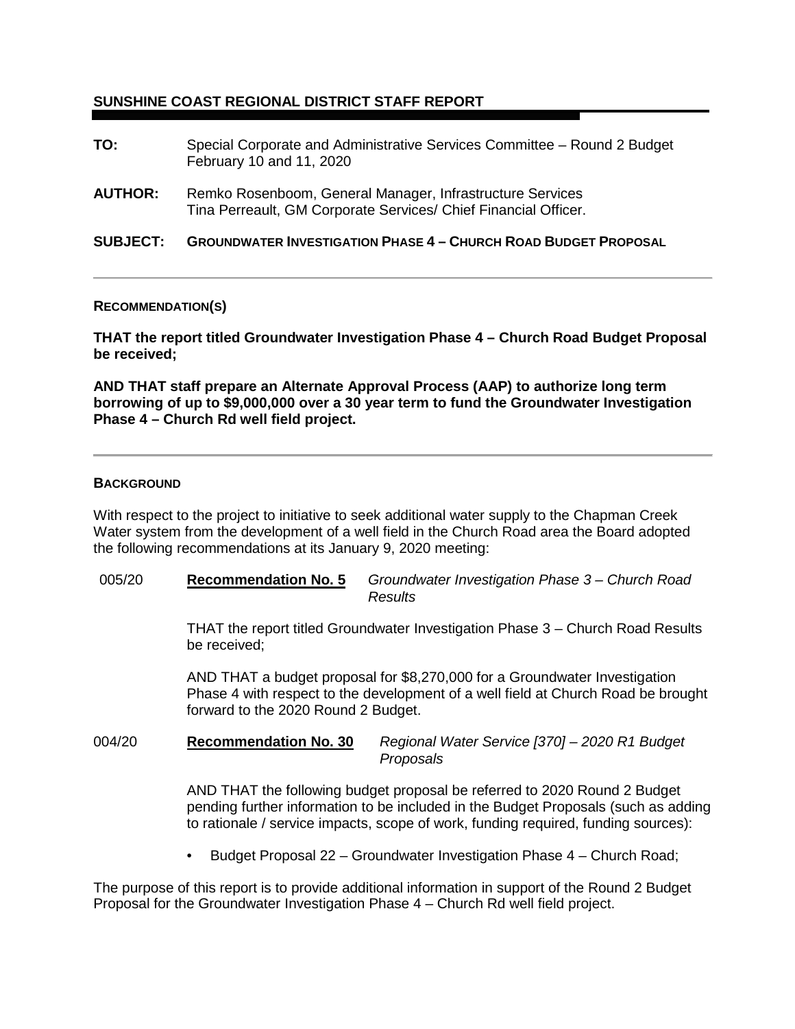## SUNSHINE COAST REGIONAL DISTRICT STAFF REPORT

**TO:** Special Corporate and Administrative Services Committee – Round 2 Budget February 10 and 11, 2020

**AUTHOR:** Remko Rosenboom, General Manager, Infrastructure Services
Tina Perreault, GM Corporate Services/ Chief Financial Officer.

**SUBJECT:** **GROUNDWATER INVESTIGATION PHASE 4 – CHURCH ROAD BUDGET PROPOSAL**

---

### RECOMMENDATION(S)

**THAT the report titled Groundwater Investigation Phase 4 – Church Road Budget Proposal be received;**

**AND THAT staff prepare an Alternate Approval Process (AAP) to authorize long term borrowing of up to $9,000,000 over a 30 year term to fund the Groundwater Investigation Phase 4 – Church Rd well field project.**

---

### BACKGROUND

With respect to the project to initiative to seek additional water supply to the Chapman Creek Water system from the development of a well field in the Church Road area the Board adopted the following recommendations at its January 9, 2020 meeting:

005/20 **Recommendation No. 5** *Groundwater Investigation Phase 3 – Church Road Results*

THAT the report titled Groundwater Investigation Phase 3 – Church Road Results be received;

AND THAT a budget proposal for $8,270,000 for a Groundwater Investigation Phase 4 with respect to the development of a well field at Church Road be brought forward to the 2020 Round 2 Budget.

004/20 **Recommendation No. 30** *Regional Water Service [370] – 2020 R1 Budget Proposals*

AND THAT the following budget proposal be referred to 2020 Round 2 Budget pending further information to be included in the Budget Proposals (such as adding to rationale / service impacts, scope of work, funding required, funding sources):

- Budget Proposal 22 – Groundwater Investigation Phase 4 – Church Road;

The purpose of this report is to provide additional information in support of the Round 2 Budget Proposal for the Groundwater Investigation Phase 4 – Church Rd well field project.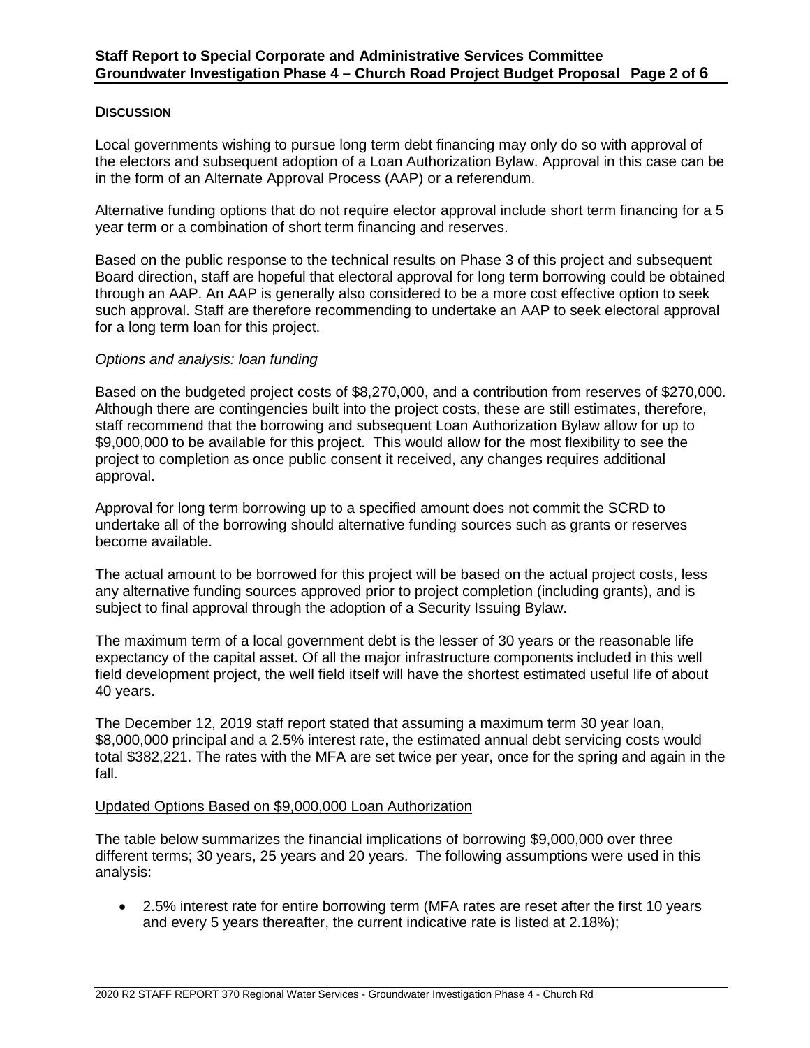**DISCUSSION**

Local governments wishing to pursue long term debt financing may only do so with approval of the electors and subsequent adoption of a Loan Authorization Bylaw. Approval in this case can be in the form of an Alternate Approval Process (AAP) or a referendum.

Alternative funding options that do not require elector approval include short term financing for a 5 year term or a combination of short term financing and reserves.

Based on the public response to the technical results on Phase 3 of this project and subsequent Board direction, staff are hopeful that electoral approval for long term borrowing could be obtained through an AAP. An AAP is generally also considered to be a more cost effective option to seek such approval. Staff are therefore recommending to undertake an AAP to seek electoral approval for a long term loan for this project.

*Options and analysis: loan funding*

Based on the budgeted project costs of $8,270,000, and a contribution from reserves of $270,000. Although there are contingencies built into the project costs, these are still estimates, therefore, staff recommend that the borrowing and subsequent Loan Authorization Bylaw allow for up to $9,000,000 to be available for this project. This would allow for the most flexibility to see the project to completion as once public consent it received, any changes requires additional approval.

Approval for long term borrowing up to a specified amount does not commit the SCRD to undertake all of the borrowing should alternative funding sources such as grants or reserves become available.

The actual amount to be borrowed for this project will be based on the actual project costs, less any alternative funding sources approved prior to project completion (including grants), and is subject to final approval through the adoption of a Security Issuing Bylaw.

The maximum term of a local government debt is the lesser of 30 years or the reasonable life expectancy of the capital asset. Of all the major infrastructure components included in this well field development project, the well field itself will have the shortest estimated useful life of about 40 years.

The December 12, 2019 staff report stated that assuming a maximum term 30 year loan, $8,000,000 principal and a 2.5% interest rate, the estimated annual debt servicing costs would total $382,221. The rates with the MFA are set twice per year, once for the spring and again in the fall.

<u>Updated Options Based on $9,000,000 Loan Authorization</u>

The table below summarizes the financial implications of borrowing $9,000,000 over three different terms; 30 years, 25 years and 20 years. The following assumptions were used in this analysis:

- 2.5% interest rate for entire borrowing term (MFA rates are reset after the first 10 years and every 5 years thereafter, the current indicative rate is listed at 2.18%);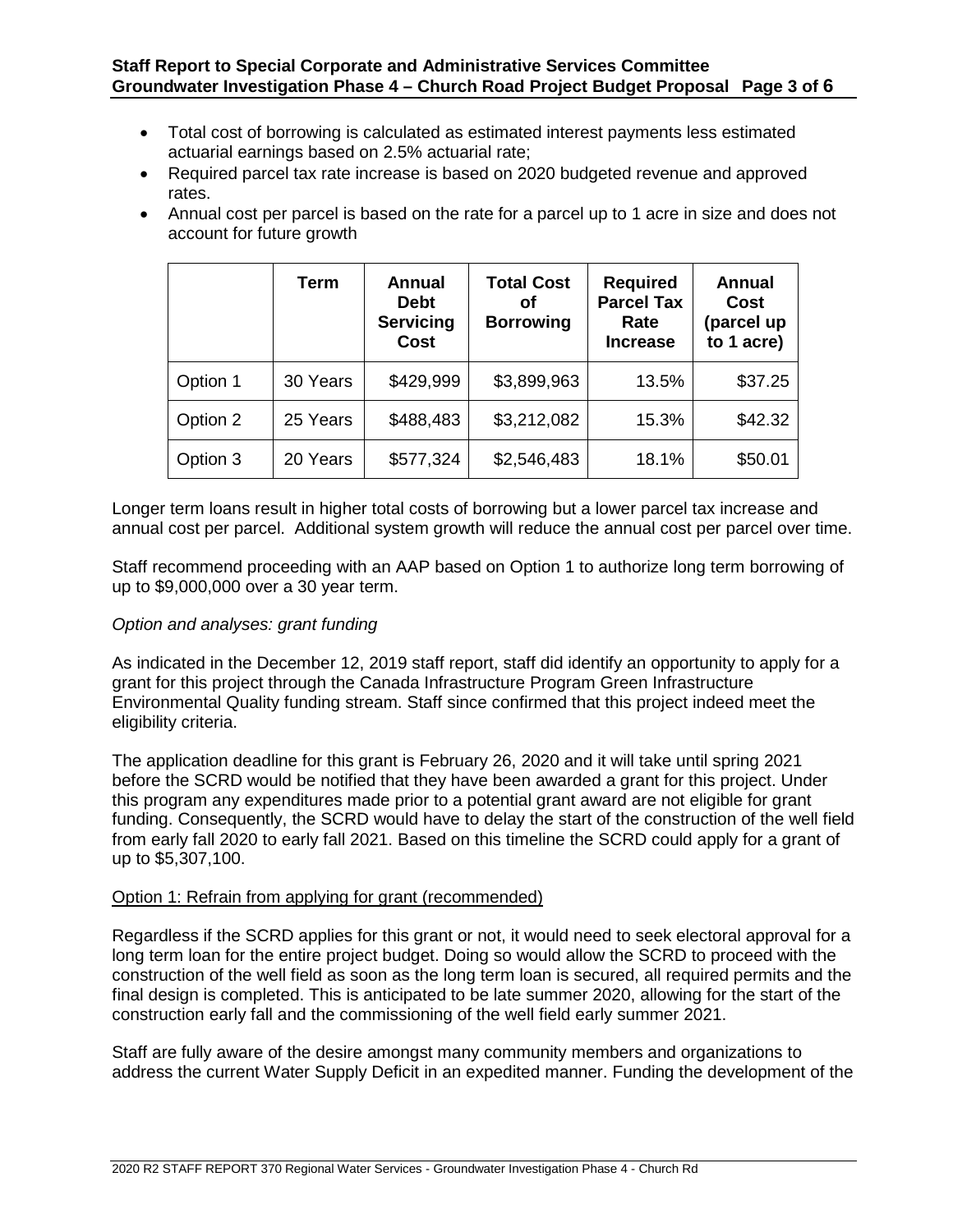- Total cost of borrowing is calculated as estimated interest payments less estimated actuarial earnings based on 2.5% actuarial rate;
- Required parcel tax rate increase is based on 2020 budgeted revenue and approved rates.
- Annual cost per parcel is based on the rate for a parcel up to 1 acre in size and does not account for future growth

| | Term | Annual Debt Servicing Cost | Total Cost of Borrowing | Required Parcel Tax Rate Increase | Annual Cost (parcel up to 1 acre) |
|---|---|---|---|---|---|
| Option 1 | 30 Years | $429,999 | $3,899,963 | 13.5% | $37.25 |
| Option 2 | 25 Years | $488,483 | $3,212,082 | 15.3% | $42.32 |
| Option 3 | 20 Years | $577,324 | $2,546,483 | 18.1% | $50.01 |

Longer term loans result in higher total costs of borrowing but a lower parcel tax increase and annual cost per parcel. Additional system growth will reduce the annual cost per parcel over time.

Staff recommend proceeding with an AAP based on Option 1 to authorize long term borrowing of up to $9,000,000 over a 30 year term.

*Option and analyses: grant funding*

As indicated in the December 12, 2019 staff report, staff did identify an opportunity to apply for a grant for this project through the Canada Infrastructure Program Green Infrastructure Environmental Quality funding stream. Staff since confirmed that this project indeed meet the eligibility criteria.

The application deadline for this grant is February 26, 2020 and it will take until spring 2021 before the SCRD would be notified that they have been awarded a grant for this project. Under this program any expenditures made prior to a potential grant award are not eligible for grant funding. Consequently, the SCRD would have to delay the start of the construction of the well field from early fall 2020 to early fall 2021. Based on this timeline the SCRD could apply for a grant of up to $5,307,100.

<u>Option 1: Refrain from applying for grant (recommended)</u>

Regardless if the SCRD applies for this grant or not, it would need to seek electoral approval for a long term loan for the entire project budget. Doing so would allow the SCRD to proceed with the construction of the well field as soon as the long term loan is secured, all required permits and the final design is completed. This is anticipated to be late summer 2020, allowing for the start of the construction early fall and the commissioning of the well field early summer 2021.

Staff are fully aware of the desire amongst many community members and organizations to address the current Water Supply Deficit in an expedited manner. Funding the development of the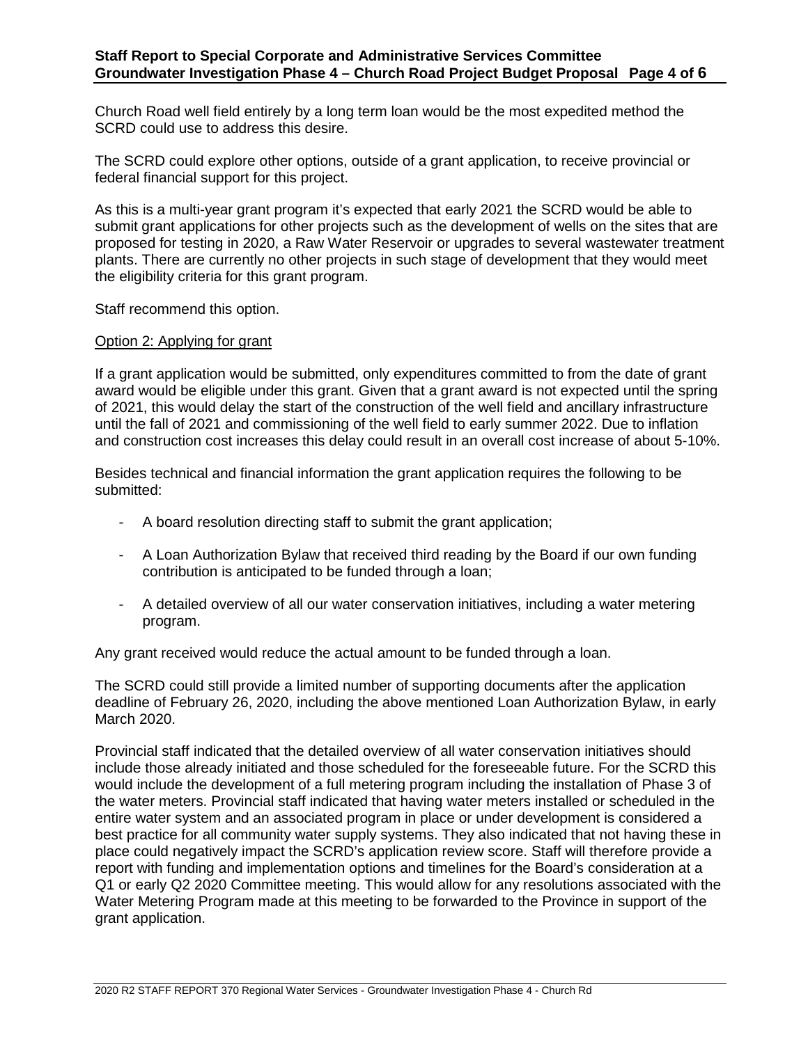Church Road well field entirely by a long term loan would be the most expedited method the SCRD could use to address this desire.

The SCRD could explore other options, outside of a grant application, to receive provincial or federal financial support for this project.

As this is a multi-year grant program it's expected that early 2021 the SCRD would be able to submit grant applications for other projects such as the development of wells on the sites that are proposed for testing in 2020, a Raw Water Reservoir or upgrades to several wastewater treatment plants. There are currently no other projects in such stage of development that they would meet the eligibility criteria for this grant program.

Staff recommend this option.

Option 2: Applying for grant

If a grant application would be submitted, only expenditures committed to from the date of grant award would be eligible under this grant. Given that a grant award is not expected until the spring of 2021, this would delay the start of the construction of the well field and ancillary infrastructure until the fall of 2021 and commissioning of the well field to early summer 2022. Due to inflation and construction cost increases this delay could result in an overall cost increase of about 5-10%.

Besides technical and financial information the grant application requires the following to be submitted:

- A board resolution directing staff to submit the grant application;
- A Loan Authorization Bylaw that received third reading by the Board if our own funding contribution is anticipated to be funded through a loan;
- A detailed overview of all our water conservation initiatives, including a water metering program.

Any grant received would reduce the actual amount to be funded through a loan.

The SCRD could still provide a limited number of supporting documents after the application deadline of February 26, 2020, including the above mentioned Loan Authorization Bylaw, in early March 2020.

Provincial staff indicated that the detailed overview of all water conservation initiatives should include those already initiated and those scheduled for the foreseeable future. For the SCRD this would include the development of a full metering program including the installation of Phase 3 of the water meters. Provincial staff indicated that having water meters installed or scheduled in the entire water system and an associated program in place or under development is considered a best practice for all community water supply systems. They also indicated that not having these in place could negatively impact the SCRD's application review score. Staff will therefore provide a report with funding and implementation options and timelines for the Board's consideration at a Q1 or early Q2 2020 Committee meeting. This would allow for any resolutions associated with the Water Metering Program made at this meeting to be forwarded to the Province in support of the grant application.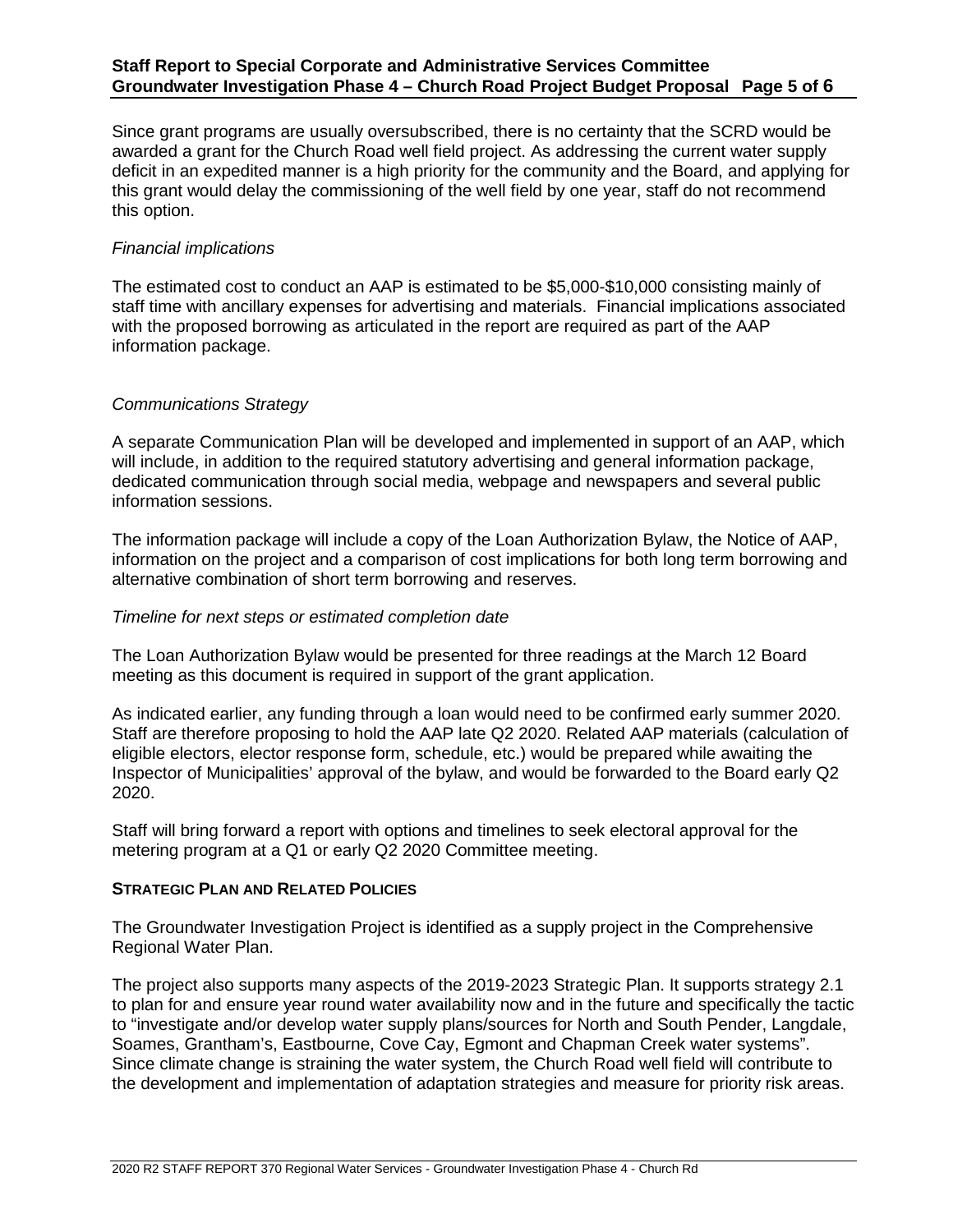Since grant programs are usually oversubscribed, there is no certainty that the SCRD would be awarded a grant for the Church Road well field project. As addressing the current water supply deficit in an expedited manner is a high priority for the community and the Board, and applying for this grant would delay the commissioning of the well field by one year, staff do not recommend this option.

*Financial implications*

The estimated cost to conduct an AAP is estimated to be \$5,000-\$10,000 consisting mainly of staff time with ancillary expenses for advertising and materials. Financial implications associated with the proposed borrowing as articulated in the report are required as part of the AAP information package.

*Communications Strategy*

A separate Communication Plan will be developed and implemented in support of an AAP, which will include, in addition to the required statutory advertising and general information package, dedicated communication through social media, webpage and newspapers and several public information sessions.

The information package will include a copy of the Loan Authorization Bylaw, the Notice of AAP, information on the project and a comparison of cost implications for both long term borrowing and alternative combination of short term borrowing and reserves.

*Timeline for next steps or estimated completion date*

The Loan Authorization Bylaw would be presented for three readings at the March 12 Board meeting as this document is required in support of the grant application.

As indicated earlier, any funding through a loan would need to be confirmed early summer 2020. Staff are therefore proposing to hold the AAP late Q2 2020. Related AAP materials (calculation of eligible electors, elector response form, schedule, etc.) would be prepared while awaiting the Inspector of Municipalities' approval of the bylaw, and would be forwarded to the Board early Q2 2020.

Staff will bring forward a report with options and timelines to seek electoral approval for the metering program at a Q1 or early Q2 2020 Committee meeting.

**STRATEGIC PLAN AND RELATED POLICIES**

The Groundwater Investigation Project is identified as a supply project in the Comprehensive Regional Water Plan.

The project also supports many aspects of the 2019-2023 Strategic Plan. It supports strategy 2.1 to plan for and ensure year round water availability now and in the future and specifically the tactic to "investigate and/or develop water supply plans/sources for North and South Pender, Langdale, Soames, Grantham's, Eastbourne, Cove Cay, Egmont and Chapman Creek water systems". Since climate change is straining the water system, the Church Road well field will contribute to the development and implementation of adaptation strategies and measure for priority risk areas.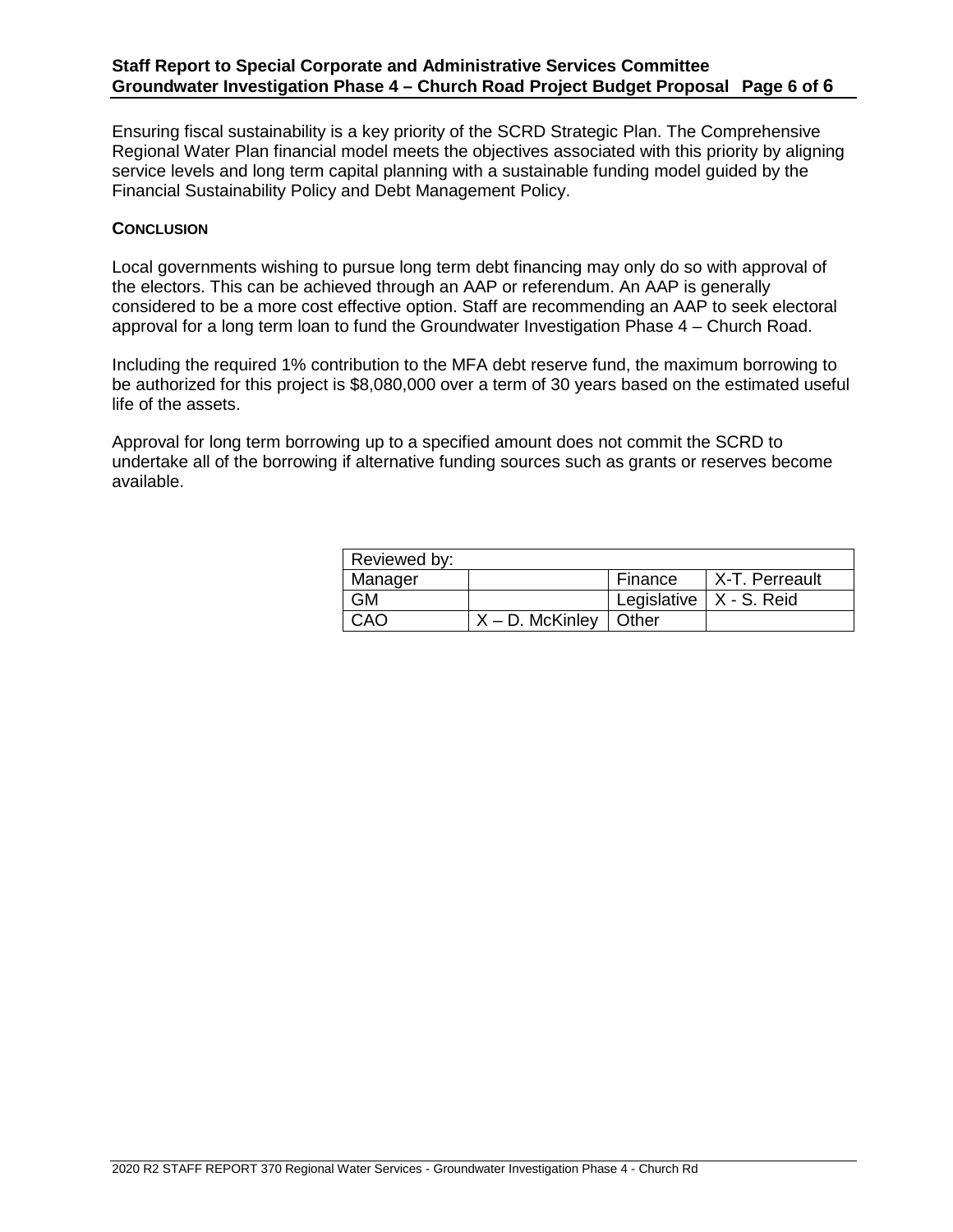Ensuring fiscal sustainability is a key priority of the SCRD Strategic Plan. The Comprehensive Regional Water Plan financial model meets the objectives associated with this priority by aligning service levels and long term capital planning with a sustainable funding model guided by the Financial Sustainability Policy and Debt Management Policy.

## CONCLUSION

Local governments wishing to pursue long term debt financing may only do so with approval of the electors. This can be achieved through an AAP or referendum. An AAP is generally considered to be a more cost effective option. Staff are recommending an AAP to seek electoral approval for a long term loan to fund the Groundwater Investigation Phase 4 – Church Road.

Including the required 1% contribution to the MFA debt reserve fund, the maximum borrowing to be authorized for this project is $8,080,000 over a term of 30 years based on the estimated useful life of the assets.

Approval for long term borrowing up to a specified amount does not commit the SCRD to undertake all of the borrowing if alternative funding sources such as grants or reserves become available.

| Reviewed by: | | | |
|---|---|---|---|
| Manager | | Finance | X-T. Perreault |
| GM | | Legislative | X - S. Reid |
| CAO | X – D. McKinley | Other | |